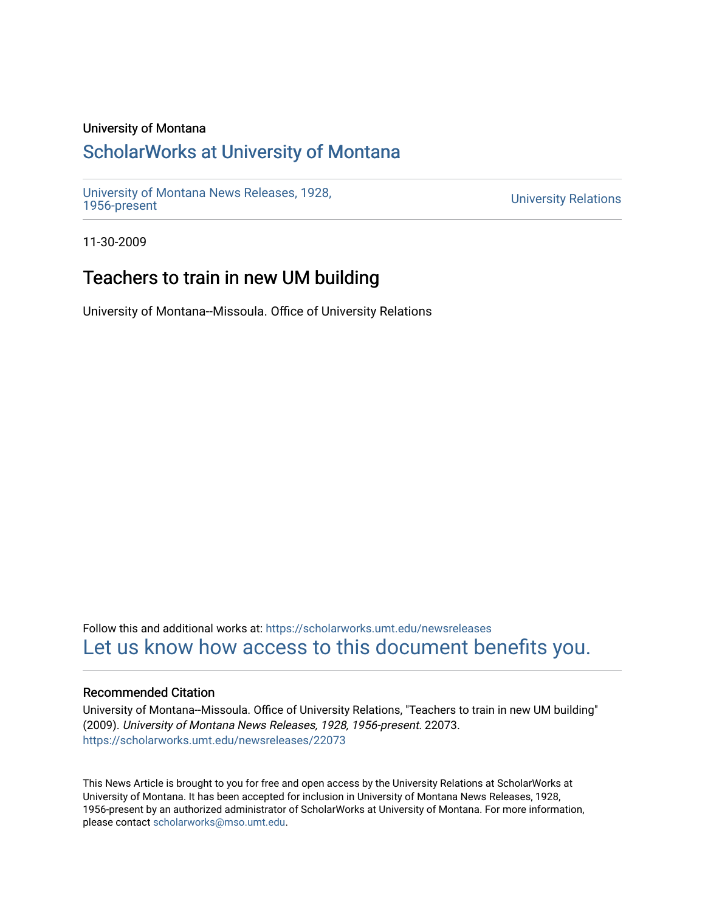University of Montana

# ScholarWorks at University of Montana

University of Montana News Releases, 1928, 1956-present

University Relations

11-30-2009

## Teachers to train in new UM building

University of Montana--Missoula. Office of University Relations

Follow this and additional works at: https://scholarworks.umt.edu/newsreleases

Let us know how access to this document benefits you.

### Recommended Citation

University of Montana--Missoula. Office of University Relations, "Teachers to train in new UM building" (2009). *University of Montana News Releases, 1928, 1956-present*. 22073.
https://scholarworks.umt.edu/newsreleases/22073

This News Article is brought to you for free and open access by the University Relations at ScholarWorks at University of Montana. It has been accepted for inclusion in University of Montana News Releases, 1928, 1956-present by an authorized administrator of ScholarWorks at University of Montana. For more information, please contact scholarworks@mso.umt.edu.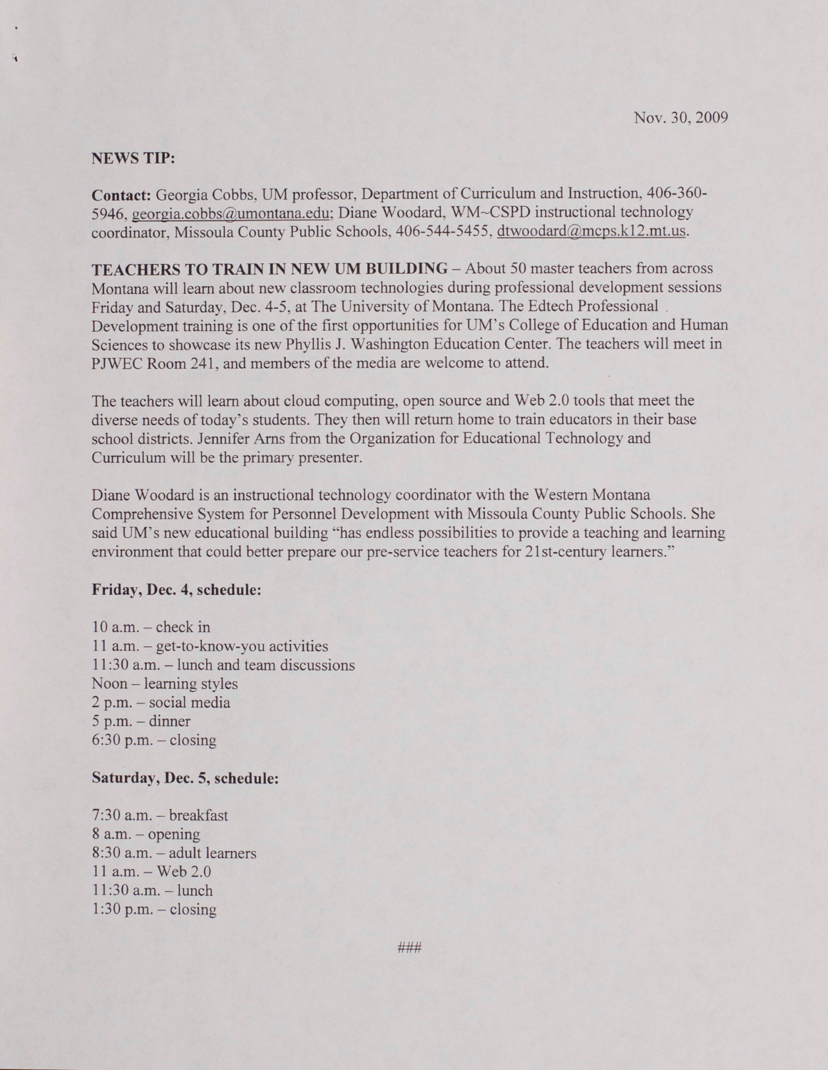Nov. 30, 2009

**NEWS TIP:**

**Contact:** Georgia Cobbs, UM professor, Department of Curriculum and Instruction, 406-360-5946, georgia.cobbs@umontana.edu; Diane Woodard, WM~CSPD instructional technology coordinator, Missoula County Public Schools, 406-544-5455, dtwoodard@mcps.k12.mt.us.

**TEACHERS TO TRAIN IN NEW UM BUILDING** – About 50 master teachers from across Montana will learn about new classroom technologies during professional development sessions Friday and Saturday, Dec. 4-5, at The University of Montana. The Edtech Professional Development training is one of the first opportunities for UM's College of Education and Human Sciences to showcase its new Phyllis J. Washington Education Center. The teachers will meet in PJWEC Room 241, and members of the media are welcome to attend.

The teachers will learn about cloud computing, open source and Web 2.0 tools that meet the diverse needs of today's students. They then will return home to train educators in their base school districts. Jennifer Arns from the Organization for Educational Technology and Curriculum will be the primary presenter.

Diane Woodard is an instructional technology coordinator with the Western Montana Comprehensive System for Personnel Development with Missoula County Public Schools. She said UM's new educational building "has endless possibilities to provide a teaching and learning environment that could better prepare our pre-service teachers for 21st-century learners."

**Friday, Dec. 4, schedule:**

10 a.m. – check in
11 a.m. – get-to-know-you activities
11:30 a.m. – lunch and team discussions
Noon – learning styles
2 p.m. – social media
5 p.m. – dinner
6:30 p.m. – closing

**Saturday, Dec. 5, schedule:**

7:30 a.m. – breakfast
8 a.m. – opening
8:30 a.m. – adult learners
11 a.m. – Web 2.0
11:30 a.m. – lunch
1:30 p.m. – closing

###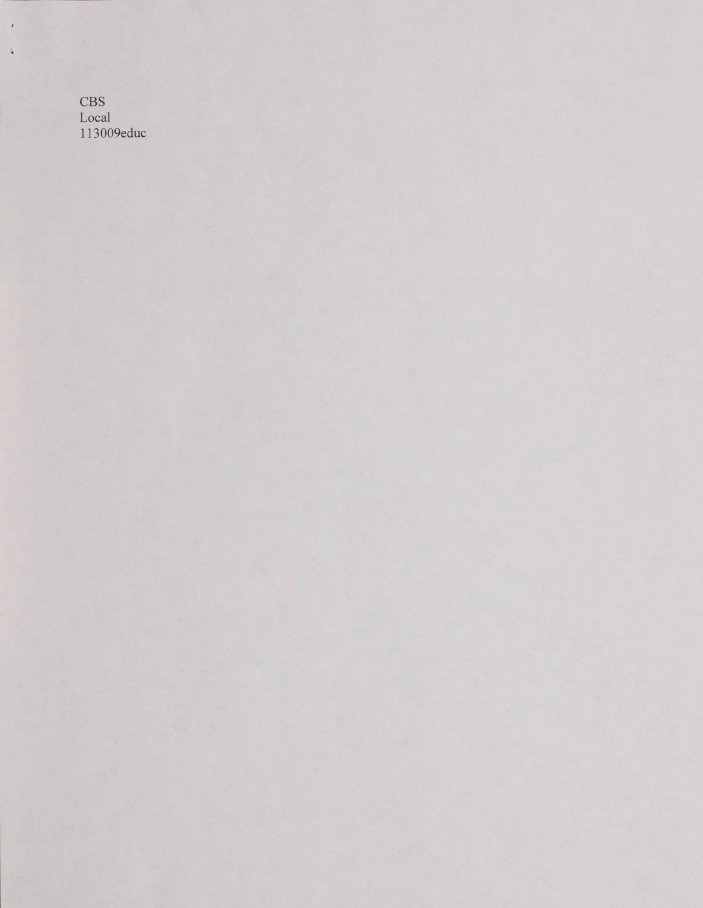CBS
Local
113009educ